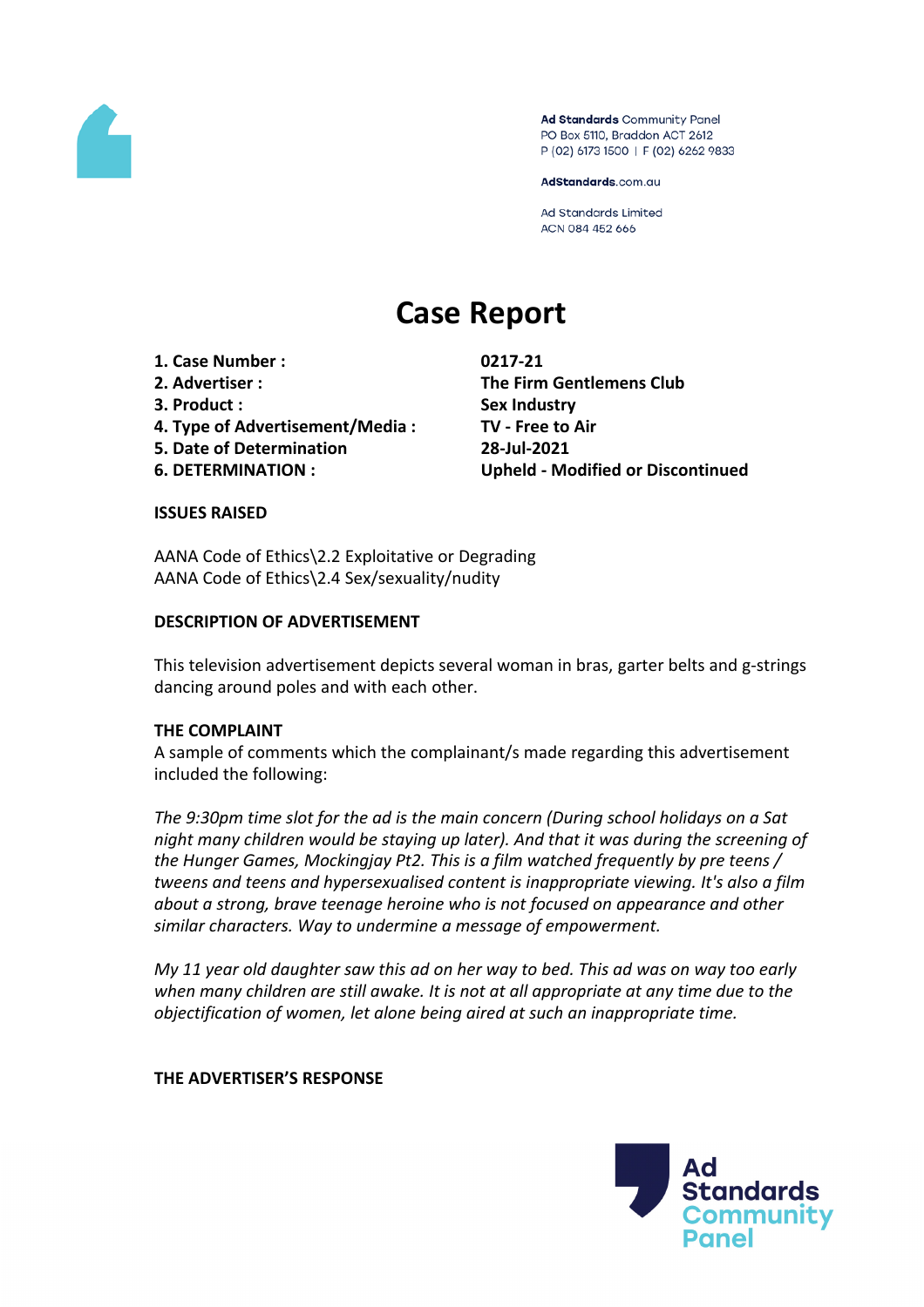Ad Standards Community Panel
PO Box 5110, Braddon ACT 2612
P (02) 6173 1500 | F (02) 6262 9833

AdStandards.com.au

Ad Standards Limited
ACN 084 452 666

# Case Report

| | |
|---|---|
| **1. Case Number :** | **0217-21** |
| **2. Advertiser :** | **The Firm Gentlemens Club** |
| **3. Product :** | **Sex Industry** |
| **4. Type of Advertisement/Media :** | **TV - Free to Air** |
| **5. Date of Determination** | **28-Jul-2021** |
| **6. DETERMINATION :** | **Upheld - Modified or Discontinued** |

**ISSUES RAISED**

AANA Code of Ethics\2.2 Exploitative or Degrading
AANA Code of Ethics\2.4 Sex/sexuality/nudity

**DESCRIPTION OF ADVERTISEMENT**

This television advertisement depicts several woman in bras, garter belts and g-strings dancing around poles and with each other.

**THE COMPLAINT**

A sample of comments which the complainant/s made regarding this advertisement included the following:

*The 9:30pm time slot for the ad is the main concern (During school holidays on a Sat night many children would be staying up later). And that it was during the screening of the Hunger Games, Mockingjay Pt2. This is a film watched frequently by pre teens / tweens and teens and hypersexualised content is inappropriate viewing. It's also a film about a strong, brave teenage heroine who is not focused on appearance and other similar characters. Way to undermine a message of empowerment.*

*My 11 year old daughter saw this ad on her way to bed. This ad was on way too early when many children are still awake. It is not at all appropriate at any time due to the objectification of women, let alone being aired at such an inappropriate time.*

**THE ADVERTISER'S RESPONSE**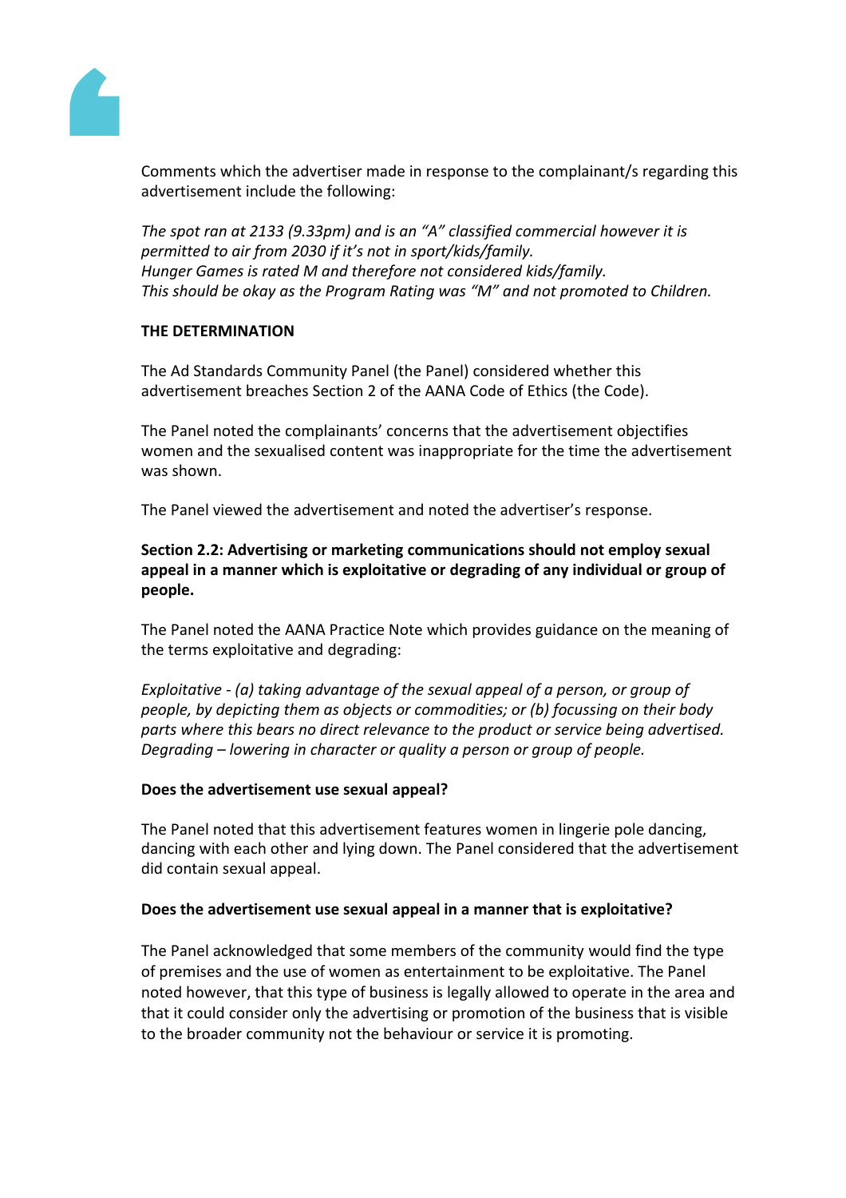Comments which the advertiser made in response to the complainant/s regarding this advertisement include the following:

*The spot ran at 2133 (9.33pm) and is an "A" classified commercial however it is permitted to air from 2030 if it's not in sport/kids/family.*
*Hunger Games is rated M and therefore not considered kids/family.*
*This should be okay as the Program Rating was "M" and not promoted to Children.*

**THE DETERMINATION**

The Ad Standards Community Panel (the Panel) considered whether this advertisement breaches Section 2 of the AANA Code of Ethics (the Code).

The Panel noted the complainants' concerns that the advertisement objectifies women and the sexualised content was inappropriate for the time the advertisement was shown.

The Panel viewed the advertisement and noted the advertiser's response.

**Section 2.2: Advertising or marketing communications should not employ sexual appeal in a manner which is exploitative or degrading of any individual or group of people.**

The Panel noted the AANA Practice Note which provides guidance on the meaning of the terms exploitative and degrading:

*Exploitative - (a) taking advantage of the sexual appeal of a person, or group of people, by depicting them as objects or commodities; or (b) focussing on their body parts where this bears no direct relevance to the product or service being advertised.*
*Degrading – lowering in character or quality a person or group of people.*

**Does the advertisement use sexual appeal?**

The Panel noted that this advertisement features women in lingerie pole dancing, dancing with each other and lying down. The Panel considered that the advertisement did contain sexual appeal.

**Does the advertisement use sexual appeal in a manner that is exploitative?**

The Panel acknowledged that some members of the community would find the type of premises and the use of women as entertainment to be exploitative. The Panel noted however, that this type of business is legally allowed to operate in the area and that it could consider only the advertising or promotion of the business that is visible to the broader community not the behaviour or service it is promoting.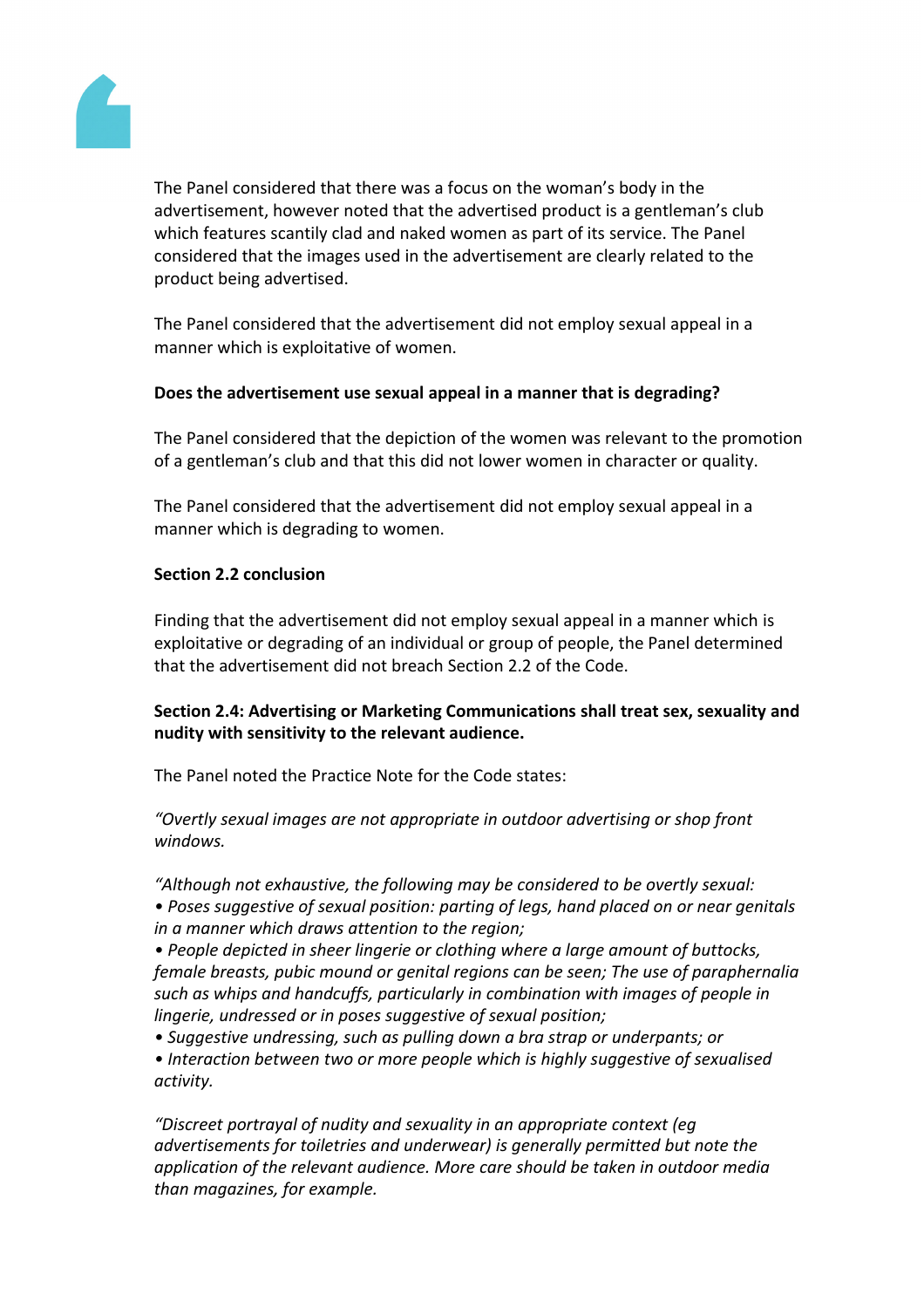The Panel considered that there was a focus on the woman's body in the advertisement, however noted that the advertised product is a gentleman's club which features scantily clad and naked women as part of its service. The Panel considered that the images used in the advertisement are clearly related to the product being advertised.

The Panel considered that the advertisement did not employ sexual appeal in a manner which is exploitative of women.

**Does the advertisement use sexual appeal in a manner that is degrading?**

The Panel considered that the depiction of the women was relevant to the promotion of a gentleman's club and that this did not lower women in character or quality.

The Panel considered that the advertisement did not employ sexual appeal in a manner which is degrading to women.

**Section 2.2 conclusion**

Finding that the advertisement did not employ sexual appeal in a manner which is exploitative or degrading of an individual or group of people, the Panel determined that the advertisement did not breach Section 2.2 of the Code.

**Section 2.4: Advertising or Marketing Communications shall treat sex, sexuality and nudity with sensitivity to the relevant audience.**

The Panel noted the Practice Note for the Code states:

*"Overtly sexual images are not appropriate in outdoor advertising or shop front windows.*

*"Although not exhaustive, the following may be considered to be overtly sexual:*
*• Poses suggestive of sexual position: parting of legs, hand placed on or near genitals in a manner which draws attention to the region;*
*• People depicted in sheer lingerie or clothing where a large amount of buttocks, female breasts, pubic mound or genital regions can be seen; The use of paraphernalia such as whips and handcuffs, particularly in combination with images of people in lingerie, undressed or in poses suggestive of sexual position;*
*• Suggestive undressing, such as pulling down a bra strap or underpants; or*
*• Interaction between two or more people which is highly suggestive of sexualised activity.*

*"Discreet portrayal of nudity and sexuality in an appropriate context (eg advertisements for toiletries and underwear) is generally permitted but note the application of the relevant audience. More care should be taken in outdoor media than magazines, for example.*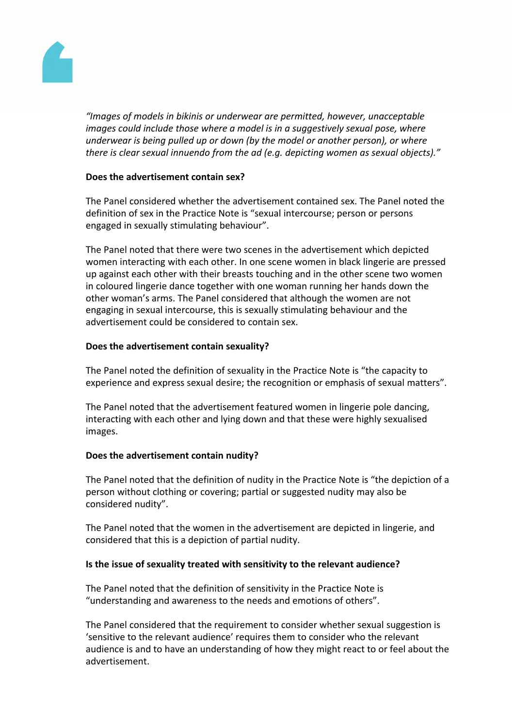*"Images of models in bikinis or underwear are permitted, however, unacceptable images could include those where a model is in a suggestively sexual pose, where underwear is being pulled up or down (by the model or another person), or where there is clear sexual innuendo from the ad (e.g. depicting women as sexual objects)."*

**Does the advertisement contain sex?**

The Panel considered whether the advertisement contained sex. The Panel noted the definition of sex in the Practice Note is "sexual intercourse; person or persons engaged in sexually stimulating behaviour".

The Panel noted that there were two scenes in the advertisement which depicted women interacting with each other. In one scene women in black lingerie are pressed up against each other with their breasts touching and in the other scene two women in coloured lingerie dance together with one woman running her hands down the other woman's arms. The Panel considered that although the women are not engaging in sexual intercourse, this is sexually stimulating behaviour and the advertisement could be considered to contain sex.

**Does the advertisement contain sexuality?**

The Panel noted the definition of sexuality in the Practice Note is "the capacity to experience and express sexual desire; the recognition or emphasis of sexual matters".

The Panel noted that the advertisement featured women in lingerie pole dancing, interacting with each other and lying down and that these were highly sexualised images.

**Does the advertisement contain nudity?**

The Panel noted that the definition of nudity in the Practice Note is "the depiction of a person without clothing or covering; partial or suggested nudity may also be considered nudity".

The Panel noted that the women in the advertisement are depicted in lingerie, and considered that this is a depiction of partial nudity.

**Is the issue of sexuality treated with sensitivity to the relevant audience?**

The Panel noted that the definition of sensitivity in the Practice Note is "understanding and awareness to the needs and emotions of others".

The Panel considered that the requirement to consider whether sexual suggestion is 'sensitive to the relevant audience' requires them to consider who the relevant audience is and to have an understanding of how they might react to or feel about the advertisement.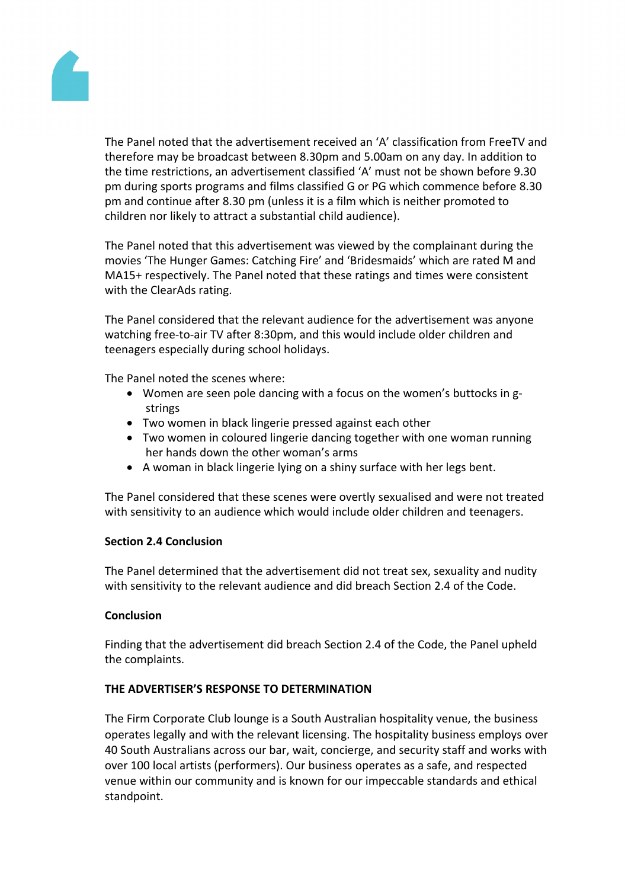The Panel noted that the advertisement received an 'A' classification from FreeTV and therefore may be broadcast between 8.30pm and 5.00am on any day. In addition to the time restrictions, an advertisement classified 'A' must not be shown before 9.30 pm during sports programs and films classified G or PG which commence before 8.30 pm and continue after 8.30 pm (unless it is a film which is neither promoted to children nor likely to attract a substantial child audience).

The Panel noted that this advertisement was viewed by the complainant during the movies 'The Hunger Games: Catching Fire' and 'Bridesmaids' which are rated M and MA15+ respectively. The Panel noted that these ratings and times were consistent with the ClearAds rating.

The Panel considered that the relevant audience for the advertisement was anyone watching free-to-air TV after 8:30pm, and this would include older children and teenagers especially during school holidays.

The Panel noted the scenes where:

- Women are seen pole dancing with a focus on the women's buttocks in g-strings
- Two women in black lingerie pressed against each other
- Two women in coloured lingerie dancing together with one woman running her hands down the other woman's arms
- A woman in black lingerie lying on a shiny surface with her legs bent.

The Panel considered that these scenes were overtly sexualised and were not treated with sensitivity to an audience which would include older children and teenagers.

**Section 2.4 Conclusion**

The Panel determined that the advertisement did not treat sex, sexuality and nudity with sensitivity to the relevant audience and did breach Section 2.4 of the Code.

**Conclusion**

Finding that the advertisement did breach Section 2.4 of the Code, the Panel upheld the complaints.

**THE ADVERTISER'S RESPONSE TO DETERMINATION**

The Firm Corporate Club lounge is a South Australian hospitality venue, the business operates legally and with the relevant licensing. The hospitality business employs over 40 South Australians across our bar, wait, concierge, and security staff and works with over 100 local artists (performers). Our business operates as a safe, and respected venue within our community and is known for our impeccable standards and ethical standpoint.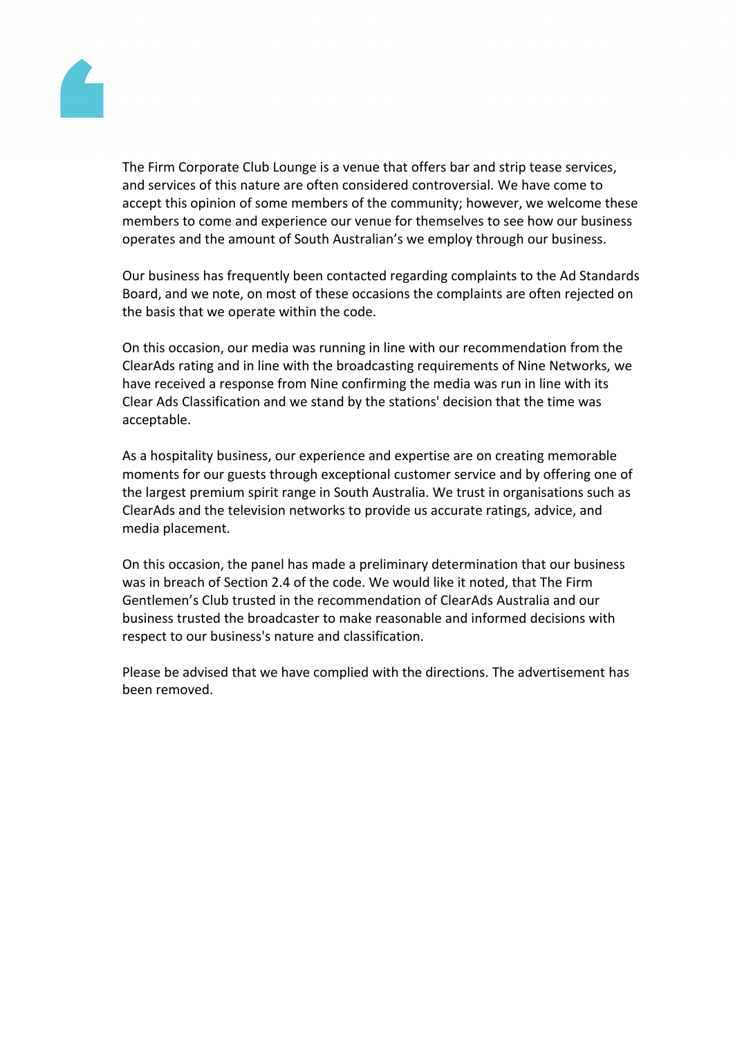The Firm Corporate Club Lounge is a venue that offers bar and strip tease services, and services of this nature are often considered controversial. We have come to accept this opinion of some members of the community; however, we welcome these members to come and experience our venue for themselves to see how our business operates and the amount of South Australian's we employ through our business.

Our business has frequently been contacted regarding complaints to the Ad Standards Board, and we note, on most of these occasions the complaints are often rejected on the basis that we operate within the code.

On this occasion, our media was running in line with our recommendation from the ClearAds rating and in line with the broadcasting requirements of Nine Networks, we have received a response from Nine confirming the media was run in line with its Clear Ads Classification and we stand by the stations' decision that the time was acceptable.

As a hospitality business, our experience and expertise are on creating memorable moments for our guests through exceptional customer service and by offering one of the largest premium spirit range in South Australia. We trust in organisations such as ClearAds and the television networks to provide us accurate ratings, advice, and media placement.

On this occasion, the panel has made a preliminary determination that our business was in breach of Section 2.4 of the code. We would like it noted, that The Firm Gentlemen's Club trusted in the recommendation of ClearAds Australia and our business trusted the broadcaster to make reasonable and informed decisions with respect to our business's nature and classification.

Please be advised that we have complied with the directions. The advertisement has been removed.